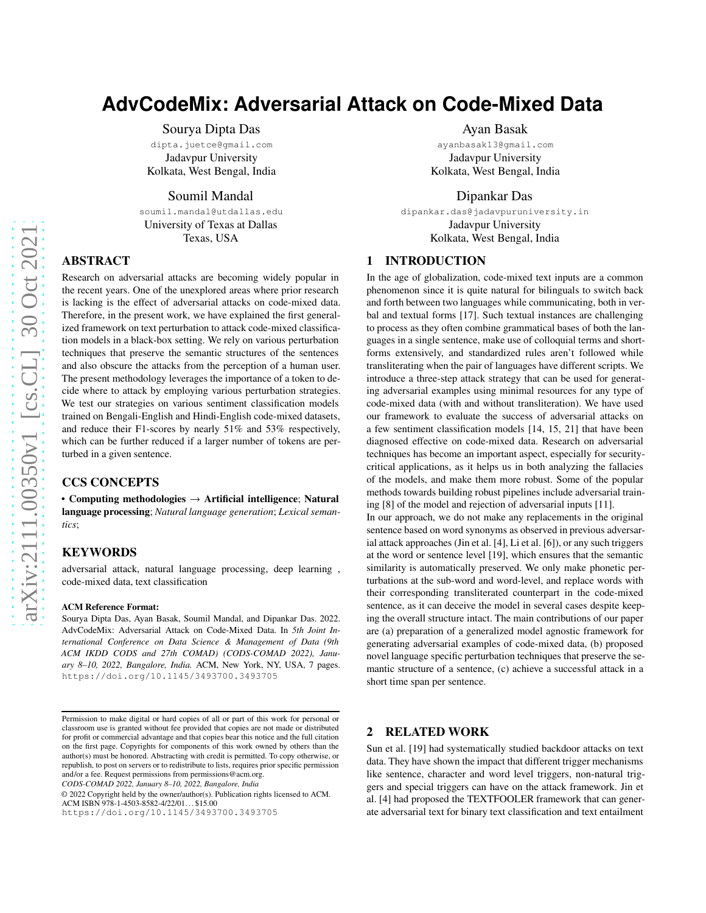# AdvCodeMix: Adversarial Attack on Code-Mixed Data

Sourya Dipta Das
dipta.juetce@gmail.com
Jadavpur University
Kolkata, West Bengal, India

Ayan Basak
ayanbasak13@gmail.com
Jadavpur University
Kolkata, West Bengal, India

Soumil Mandal
soumil.mandal@utdallas.edu
University of Texas at Dallas
Texas, USA

Dipankar Das
dipankar.das@jadavpuruniversity.in
Jadavpur University
Kolkata, West Bengal, India

## ABSTRACT

Research on adversarial attacks are becoming widely popular in the recent years. One of the unexplored areas where prior research is lacking is the effect of adversarial attacks on code-mixed data. Therefore, in the present work, we have explained the first generalized framework on text perturbation to attack code-mixed classification models in a black-box setting. We rely on various perturbation techniques that preserve the semantic structures of the sentences and also obscure the attacks from the perception of a human user. The present methodology leverages the importance of a token to decide where to attack by employing various perturbation strategies. We test our strategies on various sentiment classification models trained on Bengali-English and Hindi-English code-mixed datasets, and reduce their F1-scores by nearly 51% and 53% respectively, which can be further reduced if a larger number of tokens are perturbed in a given sentence.

## CCS CONCEPTS

• **Computing methodologies** → **Artificial intelligence**; **Natural language processing**; *Natural language generation*; *Lexical semantics*;

## KEYWORDS

adversarial attack, natural language processing, deep learning , code-mixed data, text classification

**ACM Reference Format:**
Sourya Dipta Das, Ayan Basak, Soumil Mandal, and Dipankar Das. 2022. AdvCodeMix: Adversarial Attack on Code-Mixed Data. In *5th Joint International Conference on Data Science & Management of Data (9th ACM IKDD CODS and 27th COMAD) (CODS-COMAD 2022), January 8–10, 2022, Bangalore, India.* ACM, New York, NY, USA, 7 pages. https://doi.org/10.1145/3493700.3493705

Permission to make digital or hard copies of all or part of this work for personal or classroom use is granted without fee provided that copies are not made or distributed for profit or commercial advantage and that copies bear this notice and the full citation on the first page. Copyrights for components of this work owned by others than the author(s) must be honored. Abstracting with credit is permitted. To copy otherwise, or republish, to post on servers or to redistribute to lists, requires prior specific permission and/or a fee. Request permissions from permissions@acm.org.
*CODS-COMAD 2022, January 8–10, 2022, Bangalore, India*
© 2022 Copyright held by the owner/author(s). Publication rights licensed to ACM.
ACM ISBN 978-1-4503-8582-4/22/01...$15.00
https://doi.org/10.1145/3493700.3493705

## 1 INTRODUCTION

In the age of globalization, code-mixed text inputs are a common phenomenon since it is quite natural for bilinguals to switch back and forth between two languages while communicating, both in verbal and textual forms [17]. Such textual instances are challenging to process as they often combine grammatical bases of both the languages in a single sentence, make use of colloquial terms and shortforms extensively, and standardized rules aren't followed while transliterating when the pair of languages have different scripts. We introduce a three-step attack strategy that can be used for generating adversarial examples using minimal resources for any type of code-mixed data (with and without transliteration). We have used our framework to evaluate the success of adversarial attacks on a few sentiment classification models [14, 15, 21] that have been diagnosed effective on code-mixed data. Research on adversarial techniques has become an important aspect, especially for security-critical applications, as it helps us in both analyzing the fallacies of the models, and make them more robust. Some of the popular methods towards building robust pipelines include adversarial training [8] of the model and rejection of adversarial inputs [11].

In our approach, we do not make any replacements in the original sentence based on word synonyms as observed in previous adversarial attack approaches (Jin et al. [4], Li et al. [6]), or any such triggers at the word or sentence level [19], which ensures that the semantic similarity is automatically preserved. We only make phonetic perturbations at the sub-word and word-level, and replace words with their corresponding transliterated counterpart in the code-mixed sentence, as it can deceive the model in several cases despite keeping the overall structure intact. The main contributions of our paper are (a) preparation of a generalized model agnostic framework for generating adversarial examples of code-mixed data, (b) proposed novel language specific perturbation techniques that preserve the semantic structure of a sentence, (c) achieve a successful attack in a short time span per sentence.

## 2 RELATED WORK

Sun et al. [19] had systematically studied backdoor attacks on text data. They have shown the impact that different trigger mechanisms like sentence, character and word level triggers, non-natural triggers and special triggers can have on the attack framework. Jin et al. [4] had proposed the TEXTFOOLER framework that can generate adversarial text for binary text classification and text entailment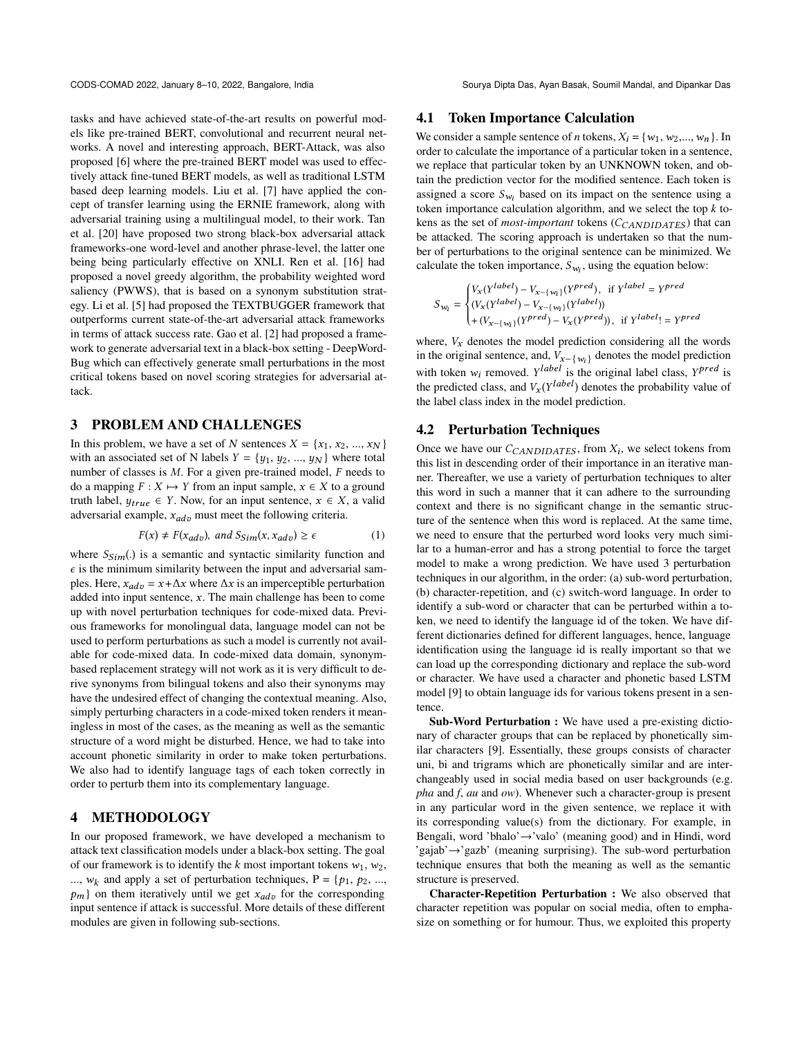tasks and have achieved state-of-the-art results on powerful models like pre-trained BERT, convolutional and recurrent neural networks. A novel and interesting approach, BERT-Attack, was also proposed [6] where the pre-trained BERT model was used to effectively attack fine-tuned BERT models, as well as traditional LSTM based deep learning models. Liu et al. [7] have applied the concept of transfer learning using the ERNIE framework, along with adversarial training using a multilingual model, to their work. Tan et al. [20] have proposed two strong black-box adversarial attack frameworks-one word-level and another phrase-level, the latter one being being particularly effective on XNLI. Ren et al. [16] had proposed a novel greedy algorithm, the probability weighted word saliency (PWWS), that is based on a synonym substitution strategy. Li et al. [5] had proposed the TEXTBUGGER framework that outperforms current state-of-the-art adversarial attack frameworks in terms of attack success rate. Gao et al. [2] had proposed a framework to generate adversarial text in a black-box setting - DeepWordBug which can effectively generate small perturbations in the most critical tokens based on novel scoring strategies for adversarial attack.

## 3 PROBLEM AND CHALLENGES

In this problem, we have a set of $N$ sentences $X = \{x_1, x_2, ..., x_N\}$ with an associated set of N labels $Y = \{y_1, y_2, ..., y_N\}$ where total number of classes is $M$. For a given pre-trained model, $F$ needs to do a mapping $F : X \mapsto Y$ from an input sample, $x \in X$ to a ground truth label, $y_{true} \in Y$. Now, for an input sentence, $x \in X$, a valid adversarial example, $x_{adv}$ must meet the following criteria.

$$F(x) \neq F(x_{adv}),\ and\ S_{Sim}(x, x_{adv}) \geq \epsilon \tag{1}$$

where $S_{Sim}(.)$ is a semantic and syntactic similarity function and $\epsilon$ is the minimum similarity between the input and adversarial samples. Here, $x_{adv} = x + \Delta x$ where $\Delta x$ is an imperceptible perturbation added into input sentence, $x$. The main challenge has been to come up with novel perturbation techniques for code-mixed data. Previous frameworks for monolingual data, language model can not be used to perform perturbations as such a model is currently not available for code-mixed data. In code-mixed data domain, synonym-based replacement strategy will not work as it is very difficult to derive synonyms from bilingual tokens and also their synonyms may have the undesired effect of changing the contextual meaning. Also, simply perturbing characters in a code-mixed token renders it meaningless in most of the cases, as the meaning as well as the semantic structure of a word might be disturbed. Hence, we had to take into account phonetic similarity in order to make token perturbations. We also had to identify language tags of each token correctly in order to perturb them into its complementary language.

## 4 METHODOLOGY

In our proposed framework, we have developed a mechanism to attack text classification models under a black-box setting. The goal of our framework is to identify the $k$ most important tokens $w_1$, $w_2$, ..., $w_k$ and apply a set of perturbation techniques, $P = \{p_1, p_2, ..., p_m\}$ on them iteratively until we get $x_{adv}$ for the corresponding input sentence if attack is successful. More details of these different modules are given in following sub-sections.

### 4.1 Token Importance Calculation

We consider a sample sentence of $n$ tokens, $X_i = \{w_1, w_2, ..., w_n\}$. In order to calculate the importance of a particular token in a sentence, we replace that particular token by an UNKNOWN token, and obtain the prediction vector for the modified sentence. Each token is assigned a score $S_{w_i}$ based on its impact on the sentence using a token importance calculation algorithm, and we select the top $k$ tokens as the set of *most-important* tokens ($C_{CANDIDATES}$) that can be attacked. The scoring approach is undertaken so that the number of perturbations to the original sentence can be minimized. We calculate the token importance, $S_{w_i}$, using the equation below:

$$S_{w_i} = \begin{cases} V_x(Y^{label}) - V_{x-\{w_i\}}(Y^{pred}), & \text{if } Y^{label} = Y^{pred} \\ (V_x(Y^{label}) - V_{x-\{w_i\}}(Y^{label})) & \\ + (V_{x-\{w_i\}}(Y^{pred}) - V_x(Y^{pred})), & \text{if } Y^{label} != Y^{pred} \end{cases}$$

where, $V_x$ denotes the model prediction considering all the words in the original sentence, and, $V_{x-\{w_i\}}$ denotes the model prediction with token $w_i$ removed. $Y^{label}$ is the original label class, $Y^{pred}$ is the predicted class, and $V_x(Y^{label})$ denotes the probability value of the label class index in the model prediction.

### 4.2 Perturbation Techniques

Once we have our $C_{CANDIDATES}$, from $X_i$, we select tokens from this list in descending order of their importance in an iterative manner. Thereafter, we use a variety of perturbation techniques to alter this word in such a manner that it can adhere to the surrounding context and there is no significant change in the semantic structure of the sentence when this word is replaced. At the same time, we need to ensure that the perturbed word looks very much similar to a human-error and has a strong potential to force the target model to make a wrong prediction. We have used 3 perturbation techniques in our algorithm, in the order: (a) sub-word perturbation, (b) character-repetition, and (c) switch-word language. In order to identify a sub-word or character that can be perturbed within a token, we need to identify the language id of the token. We have different dictionaries defined for different languages, hence, language identification using the language id is really important so that we can load up the corresponding dictionary and replace the sub-word or character. We have used a character and phonetic based LSTM model [9] to obtain language ids for various tokens present in a sentence.

**Sub-Word Perturbation :** We have used a pre-existing dictionary of character groups that can be replaced by phonetically similar characters [9]. Essentially, these groups consists of character uni, bi and trigrams which are phonetically similar and are interchangeably used in social media based on user backgrounds (e.g. *pha* and *f*, *au* and *ow*). Whenever such a character-group is present in any particular word in the given sentence, we replace it with its corresponding value(s) from the dictionary. For example, in Bengali, word 'bhalo'→'valo' (meaning good) and in Hindi, word 'gajab'→'gazb' (meaning surprising). The sub-word perturbation technique ensures that both the meaning as well as the semantic structure is preserved.

**Character-Repetition Perturbation :** We also observed that character repetition was popular on social media, often to emphasize on something or for humour. Thus, we exploited this property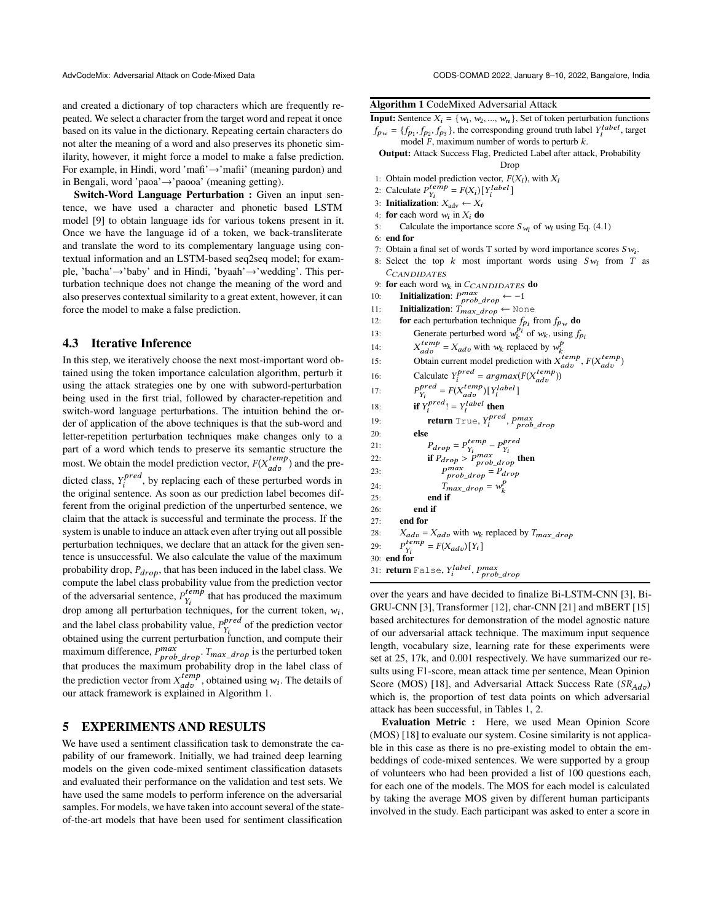and created a dictionary of top characters which are frequently repeated. We select a character from the target word and repeat it once based on its value in the dictionary. Repeating certain characters do not alter the meaning of a word and also preserves its phonetic similarity, however, it might force a model to make a false prediction. For example, in Hindi, word 'mafi'→'mafii' (meaning pardon) and in Bengali, word 'paoa'→'paooa' (meaning getting).

**Switch-Word Language Perturbation :** Given an input sentence, we have used a character and phonetic based LSTM model [9] to obtain language ids for various tokens present in it. Once we have the language id of a token, we back-transliterate and translate the word to its complementary language using contextual information and an LSTM-based seq2seq model; for example, 'bacha'→'baby' and in Hindi, 'byaah'→'wedding'. This perturbation technique does not change the meaning of the word and also preserves contextual similarity to a great extent, however, it can force the model to make a false prediction.

## 4.3 Iterative Inference

In this step, we iteratively choose the next most-important word obtained using the token importance calculation algorithm, perturb it using the attack strategies one by one with subword-perturbation being used in the first trial, followed by character-repetition and switch-word language perturbations. The intuition behind the order of application of the above techniques is that the sub-word and letter-repetition perturbation techniques make changes only to a part of a word which tends to preserve its semantic structure the most. We obtain the model prediction vector, $F(X_{adv}^{temp})$ and the predicted class, $Y_i^{pred}$, by replacing each of these perturbed words in the original sentence. As soon as our prediction label becomes different from the original prediction of the unperturbed sentence, we claim that the attack is successful and terminate the process. If the system is unable to induce an attack even after trying out all possible perturbation techniques, we declare that an attack for the given sentence is unsuccessful. We also calculate the value of the maximum probability drop, $P_{drop}$, that has been induced in the label class. We compute the label class probability value from the prediction vector of the adversarial sentence, $P_{Y_i}^{temp}$ that has produced the maximum drop among all perturbation techniques, for the current token, $w_i$, and the label class probability value, $P_{Y_i}^{pred}$ of the prediction vector obtained using the current perturbation function, and compute their maximum difference, $P_{prob\_drop}^{max}$. $T_{max\_drop}$ is the perturbed token that produces the maximum probability drop in the label class of the prediction vector from $X_{adv}^{temp}$, obtained using $w_i$. The details of our attack framework is explained in Algorithm 1.

**Algorithm 1** CodeMixed Adversarial Attack

**Input:** Sentence $X_i = \{w_1, w_2, ..., w_n\}$, Set of token perturbation functions $f_{p_w} = \{f_{p_1}, f_{p_2}, f_{p_3}\}$, the corresponding ground truth label $Y_i^{label}$, target model $F$, maximum number of words to perturb $k$.

**Output:** Attack Success Flag, Predicted Label after attack, Probability Drop

1: Obtain model prediction vector, $F(X_i)$, with $X_i$
2: Calculate $P_{Y_i}^{temp} = F(X_i)[Y_i^{label}]$
3: **Initialization**: $X_{adv} \leftarrow X_i$
4: **for** each word $w_i$ in $X_i$ **do**
5: Calculate the importance score $S_{w_i}$ of $w_i$ using Eq. (4.1)
6: **end for**
7: Obtain a final set of words T sorted by word importance scores $Sw_i$.
8: Select the top $k$ most important words using $Sw_i$ from $T$ as $C_{CANDIDATES}$
9: **for** each word $w_k$ in $C_{CANDIDATES}$ **do**
10: **Initialization**: $P_{prob\_drop}^{max} \leftarrow -1$
11: **Initialization**: $T_{max\_drop} \leftarrow$ None
12: **for** each perturbation technique $f_{p_i}$ from $f_{p_w}$ **do**
13: Generate perturbed word $w_k^{p_i}$ of $w_k$, using $f_{p_i}$
14: $X_{adv}^{temp} = X_{adv}$ with $w_k$ replaced by $w_k^p$
15: Obtain current model prediction with $X_{adv}^{temp}$, $F(X_{adv}^{temp})$
16: Calculate $Y_i^{pred} = argmax(F(X_{adv}^{temp}))$
17: $P_{Y_i}^{pred} = F(X_{adv}^{temp})[Y_i^{label}]$
18: **if** $Y_i^{pred} != Y_i^{label}$ **then**
19: **return** True, $Y_i^{pred}$, $P_{prob\_drop}^{max}$
20: **else**
21: $P_{drop} = P_{Y_i}^{temp} - P_{Y_i}^{pred}$
22: **if** $P_{drop} > P_{prob\_drop}^{max}$ **then**
23: $P_{prob\_drop}^{max} = P_{drop}$
24: $T_{max\_drop} = w_k^p$
25: **end if**
26: **end if**
27: **end for**
28: $X_{adv} = X_{adv}$ with $w_k$ replaced by $T_{max\_drop}$
29: $P_{Y_i}^{temp} = F(X_{adv})[Y_i]$
30: **end for**
31: **return** False, $Y_i^{label}$, $P_{prob\_drop}^{max}$

## 5 EXPERIMENTS AND RESULTS

We have used a sentiment classification task to demonstrate the capability of our framework. Initially, we had trained deep learning models on the given code-mixed sentiment classification datasets and evaluated their performance on the validation and test sets. We have used the same models to perform inference on the adversarial samples. For models, we have taken into account several of the state-of-the-art models that have been used for sentiment classification over the years and have decided to finalize Bi-LSTM-CNN [3], Bi-GRU-CNN [3], Transformer [12], char-CNN [21] and mBERT [15] based architectures for demonstration of the model agnostic nature of our adversarial attack technique. The maximum input sequence length, vocabulary size, learning rate for these experiments were set at 25, 17k, and 0.001 respectively. We have summarized our results using F1-score, mean attack time per sentence, Mean Opinion Score (MOS) [18], and Adversarial Attack Success Rate ($SR_{Adv}$) which is, the proportion of test data points on which adversarial attack has been successful, in Tables 1, 2.

**Evaluation Metric :** Here, we used Mean Opinion Score (MOS) [18] to evaluate our system. Cosine similarity is not applicable in this case as there is no pre-existing model to obtain the embeddings of code-mixed sentences. We were supported by a group of volunteers who had been provided a list of 100 questions each, for each one of the models. The MOS for each model is calculated by taking the average MOS given by different human participants involved in the study. Each participant was asked to enter a score in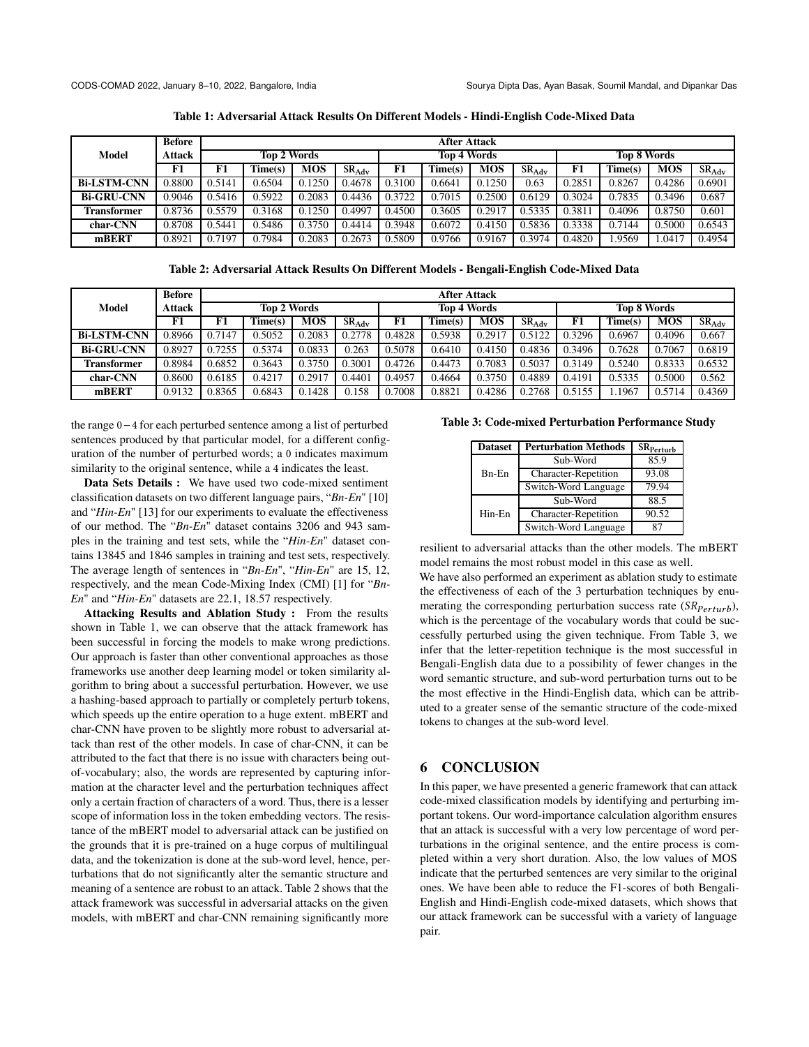**Table 1: Adversarial Attack Results On Different Models - Hindi-English Code-Mixed Data**

| Model | Before Attack | After Attack | | | | | | | | | | | |
|---|---|---|---|---|---|---|---|---|---|---|---|---|---|
| | | Top 2 Words | | | | Top 4 Words | | | | Top 8 Words | | | |
| | F1 | F1 | Time(s) | MOS | $SR_{Adv}$ | F1 | Time(s) | MOS | $SR_{Adv}$ | F1 | Time(s) | MOS | $SR_{Adv}$ |
| **Bi-LSTM-CNN** | 0.8800 | 0.5141 | 0.6504 | 0.1250 | 0.4678 | 0.3100 | 0.6641 | 0.1250 | 0.63 | 0.2851 | 0.8267 | 0.4286 | 0.6901 |
| **Bi-GRU-CNN** | 0.9046 | 0.5416 | 0.5922 | 0.2083 | 0.4436 | 0.3722 | 0.7015 | 0.2500 | 0.6129 | 0.3024 | 0.7835 | 0.3496 | 0.687 |
| **Transformer** | 0.8736 | 0.5579 | 0.3168 | 0.1250 | 0.4997 | 0.4500 | 0.3605 | 0.2917 | 0.5335 | 0.3811 | 0.4096 | 0.8750 | 0.601 |
| **char-CNN** | 0.8708 | 0.5441 | 0.5486 | 0.3750 | 0.4414 | 0.3948 | 0.6072 | 0.4150 | 0.5836 | 0.3338 | 0.7144 | 0.5000 | 0.6543 |
| **mBERT** | 0.8921 | 0.7197 | 0.7984 | 0.2083 | 0.2673 | 0.5809 | 0.9766 | 0.9167 | 0.3974 | 0.4820 | 1.9569 | 1.0417 | 0.4954 |

**Table 2: Adversarial Attack Results On Different Models - Bengali-English Code-Mixed Data**

| Model | Before Attack | After Attack | | | | | | | | | | | |
|---|---|---|---|---|---|---|---|---|---|---|---|---|---|
| | | Top 2 Words | | | | Top 4 Words | | | | Top 8 Words | | | |
| | F1 | F1 | Time(s) | MOS | $SR_{Adv}$ | F1 | Time(s) | MOS | $SR_{Adv}$ | F1 | Time(s) | MOS | $SR_{Adv}$ |
| **Bi-LSTM-CNN** | 0.8966 | 0.7147 | 0.5052 | 0.2083 | 0.2778 | 0.4828 | 0.5938 | 0.2917 | 0.5122 | 0.3296 | 0.6967 | 0.4096 | 0.667 |
| **Bi-GRU-CNN** | 0.8927 | 0.7255 | 0.5374 | 0.0833 | 0.263 | 0.5078 | 0.6410 | 0.4150 | 0.4836 | 0.3496 | 0.7628 | 0.7067 | 0.6819 |
| **Transformer** | 0.8984 | 0.6852 | 0.3643 | 0.3750 | 0.3001 | 0.4726 | 0.4473 | 0.7083 | 0.5037 | 0.3149 | 0.5240 | 0.8333 | 0.6532 |
| **char-CNN** | 0.8600 | 0.6185 | 0.4217 | 0.2917 | 0.4401 | 0.4957 | 0.4664 | 0.3750 | 0.4889 | 0.4191 | 0.5335 | 0.5000 | 0.562 |
| **mBERT** | 0.9132 | 0.8365 | 0.6843 | 0.1428 | 0.158 | 0.7008 | 0.8821 | 0.4286 | 0.2768 | 0.5155 | 1.1967 | 0.5714 | 0.4369 |

the range $0-4$ for each perturbed sentence among a list of perturbed sentences produced by that particular model, for a different configuration of the number of perturbed words; a 0 indicates maximum similarity to the original sentence, while a 4 indicates the least.

**Data Sets Details :** We have used two code-mixed sentiment classification datasets on two different language pairs, "*Bn-En*" [10] and "*Hin-En*" [13] for our experiments to evaluate the effectiveness of our method. The "*Bn-En*" dataset contains 3206 and 943 samples in the training and test sets, while the "*Hin-En*" dataset contains 13845 and 1846 samples in training and test sets, respectively. The average length of sentences in "*Bn-En*", "*Hin-En*" are 15, 12, respectively, and the mean Code-Mixing Index (CMI) [1] for "*Bn-En*" and "*Hin-En*" datasets are 22.1, 18.57 respectively.

**Attacking Results and Ablation Study :** From the results shown in Table 1, we can observe that the attack framework has been successful in forcing the models to make wrong predictions. Our approach is faster than other conventional approaches as those frameworks use another deep learning model or token similarity algorithm to bring about a successful perturbation. However, we use a hashing-based approach to partially or completely perturb tokens, which speeds up the entire operation to a huge extent. mBERT and char-CNN have proven to be slightly more robust to adversarial attack than rest of the other models. In case of char-CNN, it can be attributed to the fact that there is no issue with characters being out-of-vocabulary; also, the words are represented by capturing information at the character level and the perturbation techniques affect only a certain fraction of characters of a word. Thus, there is a lesser scope of information loss in the token embedding vectors. The resistance of the mBERT model to adversarial attack can be justified on the grounds that it is pre-trained on a huge corpus of multilingual data, and the tokenization is done at the sub-word level, hence, perturbations that do not significantly alter the semantic structure and meaning of a sentence are robust to an attack. Table 2 shows that the attack framework was successful in adversarial attacks on the given models, with mBERT and char-CNN remaining significantly more resilient to adversarial attacks than the other models. The mBERT model remains the most robust model in this case as well.

**Table 3: Code-mixed Perturbation Performance Study**

| Dataset | Perturbation Methods | $SR_{Perturb}$ |
|---|---|---|
| Bn-En | Sub-Word | 85.9 |
| | Character-Repetition | 93.08 |
| | Switch-Word Language | 79.94 |
| Hin-En | Sub-Word | 88.5 |
| | Character-Repetition | 90.52 |
| | Switch-Word Language | 87 |

We have also performed an experiment as ablation study to estimate the effectiveness of each of the 3 perturbation techniques by enumerating the corresponding perturbation success rate ($SR_{Perturb}$), which is the percentage of the vocabulary words that could be successfully perturbed using the given technique. From Table 3, we infer that the letter-repetition technique is the most successful in Bengali-English data due to a possibility of fewer changes in the word semantic structure, and sub-word perturbation turns out to be the most effective in the Hindi-English data, which can be attributed to a greater sense of the semantic structure of the code-mixed tokens to changes at the sub-word level.

## 6 CONCLUSION

In this paper, we have presented a generic framework that can attack code-mixed classification models by identifying and perturbing important tokens. Our word-importance calculation algorithm ensures that an attack is successful with a very low percentage of word perturbations in the original sentence, and the entire process is completed within a very short duration. Also, the low values of MOS indicate that the perturbed sentences are very similar to the original ones. We have been able to reduce the F1-scores of both Bengali-English and Hindi-English code-mixed datasets, which shows that our attack framework can be successful with a variety of language pair.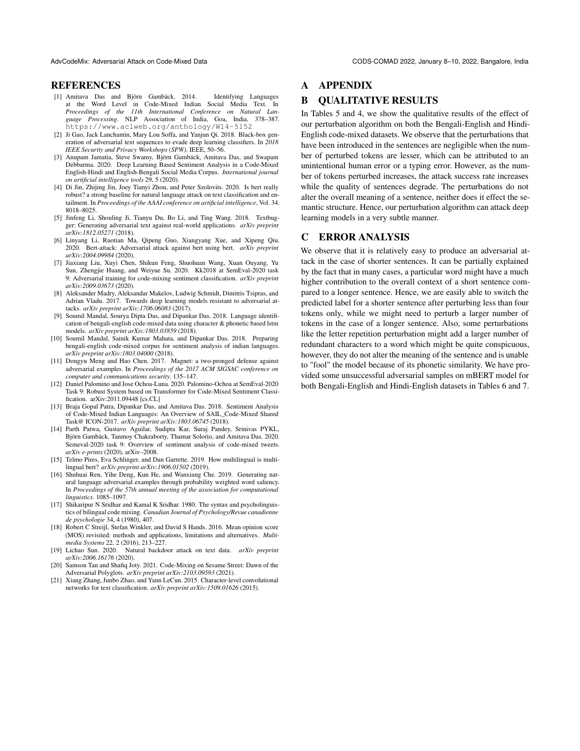## REFERENCES

- [1] Amitava Das and Björn Gambäck. 2014. Identifying Languages at the Word Level in Code-Mixed Indian Social Media Text. In *Proceedings of the 11th International Conference on Natural Language Processing*. NLP Association of India, Goa, India, 378–387. https://www.aclweb.org/anthology/W14-5152
- [2] Ji Gao, Jack Lanchantin, Mary Lou Soffa, and Yanjun Qi. 2018. Black-box generation of adversarial text sequences to evade deep learning classifiers. In *2018 IEEE Security and Privacy Workshops (SPW)*. IEEE, 50–56.
- [3] Anupam Jamatia, Steve Swamy, Björn Gambäck, Amitava Das, and Swapam Debbarma. 2020. Deep Learning Based Sentiment Analysis in a Code-Mixed English-Hindi and English-Bengali Social Media Corpus. *International journal on artificial intelligence tools* 29, 5 (2020).
- [4] Di Jin, Zhijing Jin, Joey Tianyi Zhou, and Peter Szolovits. 2020. Is bert really robust? a strong baseline for natural language attack on text classification and entailment. In *Proceedings of the AAAI conference on artificial intelligence*, Vol. 34. 8018–8025.
- [5] Jinfeng Li, Shouling Ji, Tianyu Du, Bo Li, and Ting Wang. 2018. Textbugger: Generating adversarial text against real-world applications. *arXiv preprint arXiv:1812.05271* (2018).
- [6] Linyang Li, Ruotian Ma, Qipeng Guo, Xiangyang Xue, and Xipeng Qiu. 2020. Bert-attack: Adversarial attack against bert using bert. *arXiv preprint arXiv:2004.09984* (2020).
- [7] Jiaxiang Liu, Xuyi Chen, Shikun Feng, Shuohuan Wang, Xuan Ouyang, Yu Sun, Zhengjie Huang, and Weiyue Su. 2020. Kk2018 at SemEval-2020 task 9: Adversarial training for code-mixing sentiment classification. *arXiv preprint arXiv:2009.03673* (2020).
- [8] Aleksander Madry, Aleksandar Makelov, Ludwig Schmidt, Dimitris Tsipras, and Adrian Vladu. 2017. Towards deep learning models resistant to adversarial attacks. *arXiv preprint arXiv:1706.06083* (2017).
- [9] Soumil Mandal, Sourya Dipta Das, and Dipankar Das. 2018. Language identification of bengali-english code-mixed data using character & phonetic based lstm models. *arXiv preprint arXiv:1803.03859* (2018).
- [10] Soumil Mandal, Sainik Kumar Mahata, and Dipankar Das. 2018. Preparing bengali-english code-mixed corpus for sentiment analysis of indian languages. *arXiv preprint arXiv:1803.04000* (2018).
- [11] Dongyu Meng and Hao Chen. 2017. Magnet: a two-pronged defense against adversarial examples. In *Proceedings of the 2017 ACM SIGSAC conference on computer and communications security*. 135–147.
- [12] Daniel Palomino and Jose Ochoa-Luna. 2020. Palomino-Ochoa at SemEval-2020 Task 9: Robust System based on Transformer for Code-Mixed Sentiment Classification. arXiv:2011.09448 [cs.CL]
- [13] Braja Gopal Patra, Dipankar Das, and Amitava Das. 2018. Sentiment Analysis of Code-Mixed Indian Languages: An Overview of SAIL_Code-Mixed Shared Task@ ICON-2017. *arXiv preprint arXiv:1803.06745* (2018).
- [14] Parth Patwa, Gustavo Aguilar, Sudipta Kar, Suraj Pandey, Srinivas PYKL, Björn Gambäck, Tanmoy Chakraborty, Thamar Solorio, and Amitava Das. 2020. Semeval-2020 task 9: Overview of sentiment analysis of code-mixed tweets. *arXiv e-prints* (2020), arXiv–2008.
- [15] Telmo Pires, Eva Schlinger, and Dan Garrette. 2019. How multilingual is multilingual bert? *arXiv preprint arXiv:1906.01502* (2019).
- [16] Shuhuai Ren, Yihe Deng, Kun He, and Wanxiang Che. 2019. Generating natural language adversarial examples through probability weighted word saliency. In *Proceedings of the 57th annual meeting of the association for computational linguistics*. 1085–1097.
- [17] Shikaripur N Sridhar and Kamal K Sridhar. 1980. The syntax and psycholinguistics of bilingual code mixing. *Canadian Journal of Psychology/Revue canadienne de psychologie* 34, 4 (1980), 407.
- [18] Robert C Streijl, Stefan Winkler, and David S Hands. 2016. Mean opinion score (MOS) revisited: methods and applications, limitations and alternatives. *Multimedia Systems* 22, 2 (2016), 213–227.
- [19] Lichao Sun. 2020. Natural backdoor attack on text data. *arXiv preprint arXiv:2006.16176* (2020).
- [20] Samson Tan and Shafiq Joty. 2021. Code-Mixing on Sesame Street: Dawn of the Adversarial Polyglots. *arXiv preprint arXiv:2103.09593* (2021).
- [21] Xiang Zhang, Junbo Zhao, and Yann LeCun. 2015. Character-level convolutional networks for text classification. *arXiv preprint arXiv:1509.01626* (2015).

## A APPENDIX

## B QUALITATIVE RESULTS

In Tables 5 and 4, we show the qualitative results of the effect of our perturbation algorithm on both the Bengali-English and Hindi-English code-mixed datasets. We observe that the perturbations that have been introduced in the sentences are negligible when the number of perturbed tokens are lesser, which can be attributed to an unintentional human error or a typing error. However, as the number of tokens perturbed increases, the attack success rate increases while the quality of sentences degrade. The perturbations do not alter the overall meaning of a sentence, neither does it effect the semantic structure. Hence, our perturbation algorithm can attack deep learning models in a very subtle manner.

## C ERROR ANALYSIS

We observe that it is relatively easy to produce an adversarial attack in the case of shorter sentences. It can be partially explained by the fact that in many cases, a particular word might have a much higher contribution to the overall context of a short sentence compared to a longer sentence. Hence, we are easily able to switch the predicted label for a shorter sentence after perturbing less than four tokens only, while we might need to perturb a larger number of tokens in the case of a longer sentence. Also, some perturbations like the letter repetition perturbation might add a larger number of redundant characters to a word which might be quite conspicuous, however, they do not alter the meaning of the sentence and is unable to "fool" the model because of its phonetic similarity. We have provided some unsuccessful adversarial samples on mBERT model for both Bengali-English and Hindi-English datasets in Tables 6 and 7.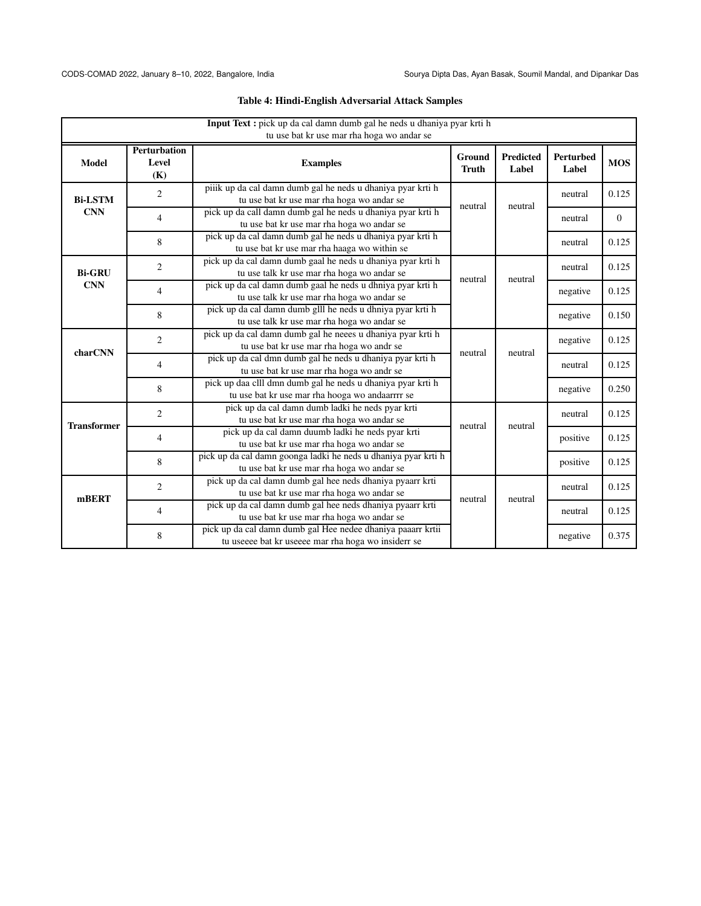**Table 4: Hindi-English Adversarial Attack Samples**

**Input Text :** pick up da cal damn dumb gal he neds u dhaniya pyar krti h tu use bat kr use mar rha hoga wo andar se

| Model | Perturbation Level (K) | Examples | Ground Truth | Predicted Label | Perturbed Label | MOS |
|---|---|---|---|---|---|---|
| Bi-LSTM CNN | 2 | piiik up da cal damn dumb gal he neds u dhaniya pyar krti h tu use bat kr use mar rha hoga wo andar se | neutral | neutral | neutral | 0.125 |
| | 4 | pick up da call damn dumb gal he neds u dhaniya pyar krti h tu use bat kr use mar rha hoga wo andar se | | | neutral | 0 |
| | 8 | pick up da cal damn dumb gal he neds u dhaniya pyar krti h tu use bat kr use mar rha haaga wo within se | | | neutral | 0.125 |
| Bi-GRU CNN | 2 | pick up da cal damn dumb gaal he neds u dhaniya pyar krti h tu use talk kr use mar rha hoga wo andar se | neutral | neutral | neutral | 0.125 |
| | 4 | pick up da cal damn dumb gaal he neds u dhniya pyar krti h tu use talk kr use mar rha hoga wo andar se | | | negative | 0.125 |
| | 8 | pick up da cal damn dumb glll he neds u dhniya pyar krti h tu use talk kr use mar rha hoga wo andar se | | | negative | 0.150 |
| charCNN | 2 | pick up da cal damn dumb gal he neees u dhaniya pyar krti h tu use bat kr use mar rha hoga wo andr se | neutral | neutral | negative | 0.125 |
| | 4 | pick up da cal dmn dumb gal he neds u dhaniya pyar krti h tu use bat kr use mar rha hoga wo andr se | | | neutral | 0.125 |
| | 8 | pick up daa clll dmn dumb gal he neds u dhaniya pyar krti h tu use bat kr use mar rha hooga wo andaarrrr se | | | negative | 0.250 |
| Transformer | 2 | pick up da cal damn dumb ladki he neds pyar krti tu use bat kr use mar rha hoga wo andar se | neutral | neutral | neutral | 0.125 |
| | 4 | pick up da cal damn duumb ladki he neds pyar krti tu use bat kr use mar rha hoga wo andar se | | | positive | 0.125 |
| | 8 | pick up da cal damn goonga ladki he neds u dhaniya pyar krti h tu use bat kr use mar rha hoga wo andar se | | | positive | 0.125 |
| mBERT | 2 | pick up da cal damn dumb gal hee neds dhaniya pyaarr krti tu use bat kr use mar rha hoga wo andar se | neutral | neutral | neutral | 0.125 |
| | 4 | pick up da cal damn dumb gal hee neds dhaniya pyaarr krti tu use bat kr use mar rha hoga wo andar se | | | neutral | 0.125 |
| | 8 | pick up da cal damn dumb gal Hee nedee dhaniya paaarr krtii tu useeee bat kr useeee mar rha hoga wo insiderr se | | | negative | 0.375 |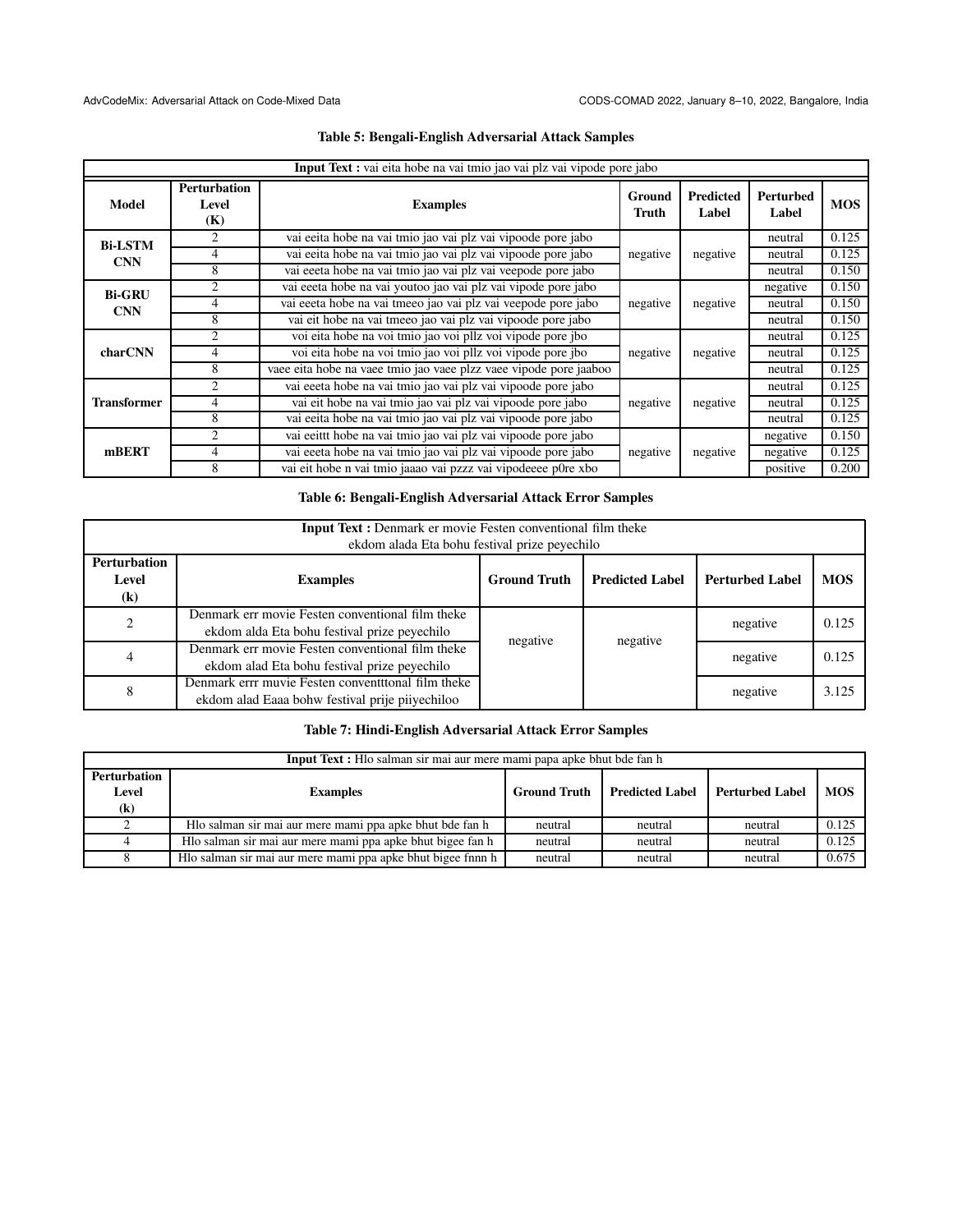**Table 5: Bengali-English Adversarial Attack Samples**

| **Input Text :** vai eita hobe na vai tmio jao vai plz vai vipode pore jabo | | | | | | |
|---|---|---|---|---|---|---|
| **Model** | **Perturbation Level (K)** | **Examples** | **Ground Truth** | **Predicted Label** | **Perturbed Label** | **MOS** |
| **Bi-LSTM CNN** | 2 | vai eeita hobe na vai tmio jao vai plz vai vipoode pore jabo | negative | negative | neutral | 0.125 |
| | 4 | vai eeita hobe na vai tmio jao vai plz vai vipoode pore jabo | | | neutral | 0.125 |
| | 8 | vai eeeta hobe na vai tmio jao vai plz vai veepode pore jabo | | | neutral | 0.150 |
| **Bi-GRU CNN** | 2 | vai eeeta hobe na vai youtoo jao vai plz vai vipode pore jabo | negative | negative | negative | 0.150 |
| | 4 | vai eeeta hobe na vai tmeeo jao vai plz vai veepode pore jabo | | | neutral | 0.150 |
| | 8 | vai eit hobe na vai tmeeo jao vai plz vai vipoode pore jabo | | | neutral | 0.150 |
| **charCNN** | 2 | voi eita hobe na voi tmio jao voi pllz voi vipode pore jbo | negative | negative | neutral | 0.125 |
| | 4 | voi eita hobe na voi tmio jao voi pllz voi vipode pore jbo | | | neutral | 0.125 |
| | 8 | vaee eita hobe na vaee tmio jao vaee plzz vaee vipode pore jaaboo | | | neutral | 0.125 |
| **Transformer** | 2 | vai eeeta hobe na vai tmio jao vai plz vai vipoode pore jabo | negative | negative | neutral | 0.125 |
| | 4 | vai eit hobe na vai tmio jao vai plz vai vipoode pore jabo | | | neutral | 0.125 |
| | 8 | vai eeita hobe na vai tmio jao vai plz vai vipoode pore jabo | | | neutral | 0.125 |
| **mBERT** | 2 | vai eeittt hobe na vai tmio jao vai plz vai vipoode pore jabo | negative | negative | negative | 0.150 |
| | 4 | vai eeeta hobe na vai tmio jao vai plz vai vipoode pore jabo | | | negative | 0.125 |
| | 8 | vai eit hobe n vai tmio jaaao vai pzzz vai vipodeeee p0re xbo | | | positive | 0.200 |

**Table 6: Bengali-English Adversarial Attack Error Samples**

| **Input Text :** Denmark er movie Festen conventional film theke ekdom alada Eta bohu festival prize peyechilo | | | | | |
|---|---|---|---|---|---|
| **Perturbation Level (k)** | **Examples** | **Ground Truth** | **Predicted Label** | **Perturbed Label** | **MOS** |
| 2 | Denmark err movie Festen conventional film theke ekdom alda Eta bohu festival prize peyechilo | negative | negative | negative | 0.125 |
| 4 | Denmark err movie Festen conventional film theke ekdom alad Eta bohu festival prize peyechilo | | | negative | 0.125 |
| 8 | Denmark errr muvie Festen conventttonal film theke ekdom alad Eaaa bohw festival prije piiyechiloo | | | negative | 3.125 |

**Table 7: Hindi-English Adversarial Attack Error Samples**

| **Input Text :** Hlo salman sir mai aur mere mami papa apke bhut bde fan h | | | | | |
|---|---|---|---|---|---|
| **Perturbation Level (k)** | **Examples** | **Ground Truth** | **Predicted Label** | **Perturbed Label** | **MOS** |
| 2 | Hlo salman sir mai aur mere mami ppa apke bhut bde fan h | neutral | neutral | neutral | 0.125 |
| 4 | Hlo salman sir mai aur mere mami ppa apke bhut bigee fan h | neutral | neutral | neutral | 0.125 |
| 8 | Hlo salman sir mai aur mere mami ppa apke bhut bigee fnnn h | neutral | neutral | neutral | 0.675 |